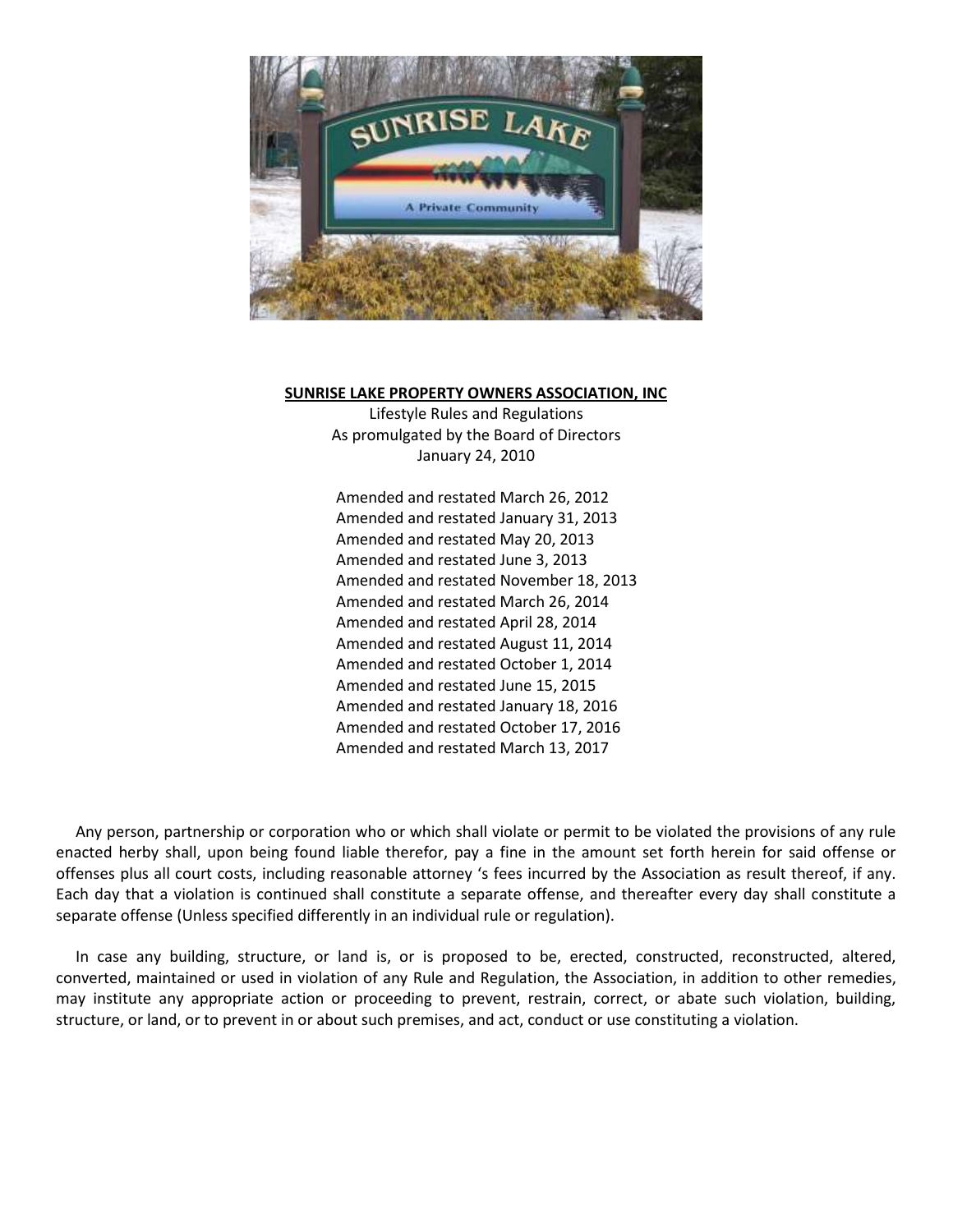**SUNRISE LAKE PROPERTY OWNERS ASSOCIATION, INC**

Lifestyle Rules and Regulations
As promulgated by the Board of Directors
January 24, 2010

Amended and restated March 26, 2012
Amended and restated January 31, 2013
Amended and restated May 20, 2013
Amended and restated June 3, 2013
Amended and restated November 18, 2013
Amended and restated March 26, 2014
Amended and restated April 28, 2014
Amended and restated August 11, 2014
Amended and restated October 1, 2014
Amended and restated June 15, 2015
Amended and restated January 18, 2016
Amended and restated October 17, 2016
Amended and restated March 13, 2017

Any person, partnership or corporation who or which shall violate or permit to be violated the provisions of any rule enacted herby shall, upon being found liable therefor, pay a fine in the amount set forth herein for said offense or offenses plus all court costs, including reasonable attorney 's fees incurred by the Association as result thereof, if any. Each day that a violation is continued shall constitute a separate offense, and thereafter every day shall constitute a separate offense (Unless specified differently in an individual rule or regulation).

In case any building, structure, or land is, or is proposed to be, erected, constructed, reconstructed, altered, converted, maintained or used in violation of any Rule and Regulation, the Association, in addition to other remedies, may institute any appropriate action or proceeding to prevent, restrain, correct, or abate such violation, building, structure, or land, or to prevent in or about such premises, and act, conduct or use constituting a violation.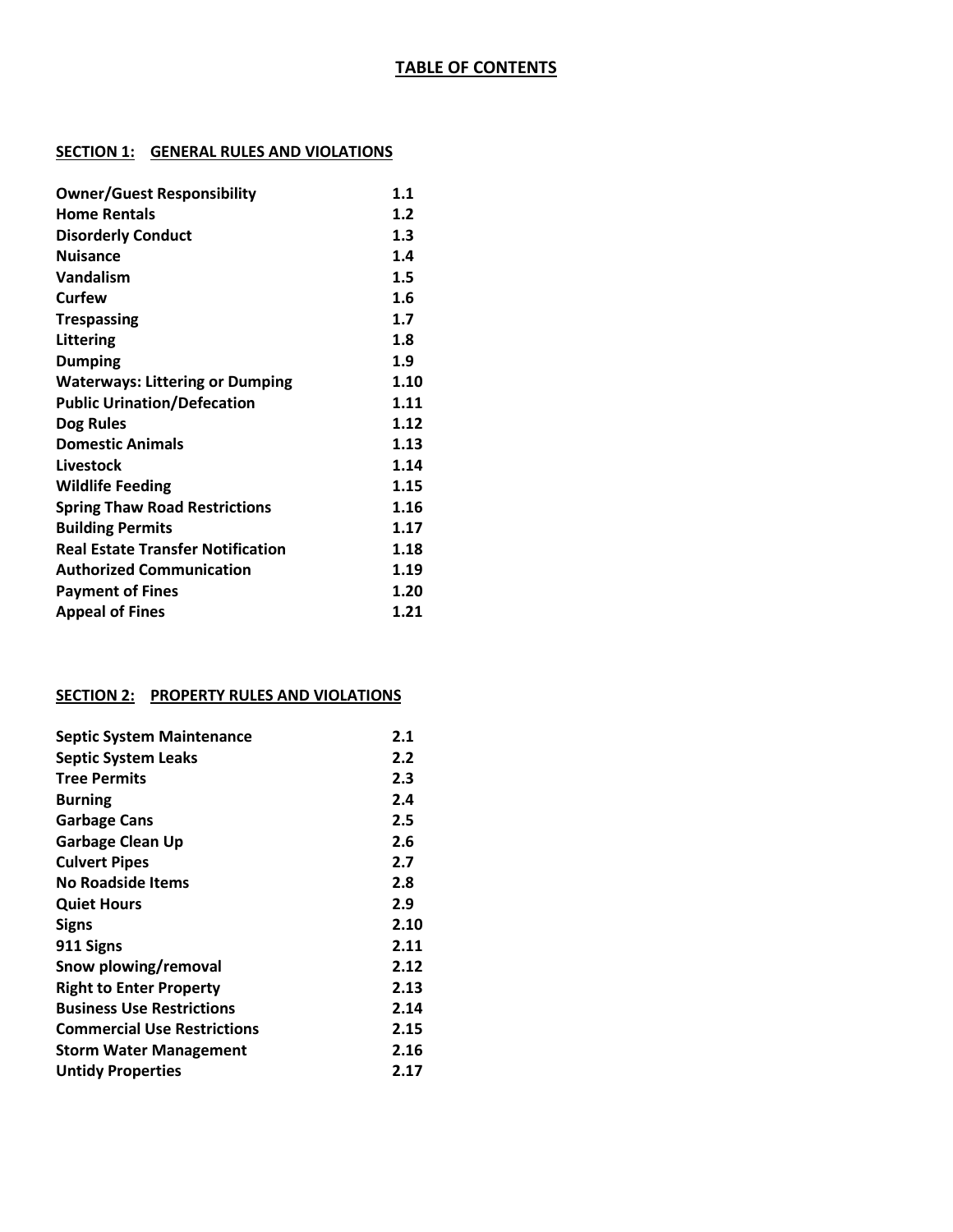# TABLE OF CONTENTS

## SECTION 1: GENERAL RULES AND VIOLATIONS

| | |
|---|---|
| **Owner/Guest Responsibility** | **1.1** |
| **Home Rentals** | **1.2** |
| **Disorderly Conduct** | **1.3** |
| **Nuisance** | **1.4** |
| **Vandalism** | **1.5** |
| **Curfew** | **1.6** |
| **Trespassing** | **1.7** |
| **Littering** | **1.8** |
| **Dumping** | **1.9** |
| **Waterways: Littering or Dumping** | **1.10** |
| **Public Urination/Defecation** | **1.11** |
| **Dog Rules** | **1.12** |
| **Domestic Animals** | **1.13** |
| **Livestock** | **1.14** |
| **Wildlife Feeding** | **1.15** |
| **Spring Thaw Road Restrictions** | **1.16** |
| **Building Permits** | **1.17** |
| **Real Estate Transfer Notification** | **1.18** |
| **Authorized Communication** | **1.19** |
| **Payment of Fines** | **1.20** |
| **Appeal of Fines** | **1.21** |

## SECTION 2: PROPERTY RULES AND VIOLATIONS

| | |
|---|---|
| **Septic System Maintenance** | **2.1** |
| **Septic System Leaks** | **2.2** |
| **Tree Permits** | **2.3** |
| **Burning** | **2.4** |
| **Garbage Cans** | **2.5** |
| **Garbage Clean Up** | **2.6** |
| **Culvert Pipes** | **2.7** |
| **No Roadside Items** | **2.8** |
| **Quiet Hours** | **2.9** |
| **Signs** | **2.10** |
| **911 Signs** | **2.11** |
| **Snow plowing/removal** | **2.12** |
| **Right to Enter Property** | **2.13** |
| **Business Use Restrictions** | **2.14** |
| **Commercial Use Restrictions** | **2.15** |
| **Storm Water Management** | **2.16** |
| **Untidy Properties** | **2.17** |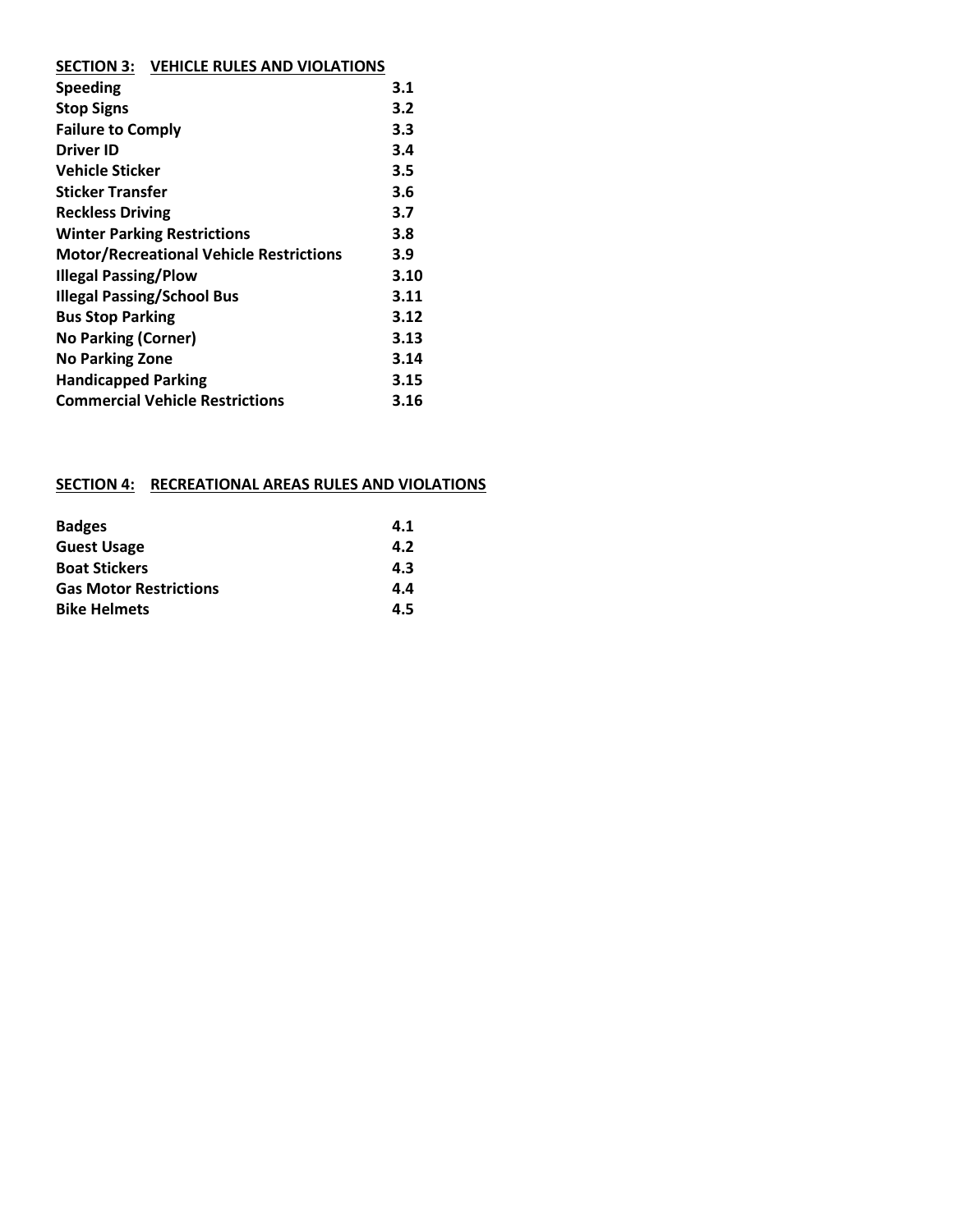**SECTION 3: VEHICLE RULES AND VIOLATIONS**

| | |
|---|---|
| **Speeding** | **3.1** |
| **Stop Signs** | **3.2** |
| **Failure to Comply** | **3.3** |
| **Driver ID** | **3.4** |
| **Vehicle Sticker** | **3.5** |
| **Sticker Transfer** | **3.6** |
| **Reckless Driving** | **3.7** |
| **Winter Parking Restrictions** | **3.8** |
| **Motor/Recreational Vehicle Restrictions** | **3.9** |
| **Illegal Passing/Plow** | **3.10** |
| **Illegal Passing/School Bus** | **3.11** |
| **Bus Stop Parking** | **3.12** |
| **No Parking (Corner)** | **3.13** |
| **No Parking Zone** | **3.14** |
| **Handicapped Parking** | **3.15** |
| **Commercial Vehicle Restrictions** | **3.16** |

**SECTION 4: RECREATIONAL AREAS RULES AND VIOLATIONS**

| | |
|---|---|
| **Badges** | **4.1** |
| **Guest Usage** | **4.2** |
| **Boat Stickers** | **4.3** |
| **Gas Motor Restrictions** | **4.4** |
| **Bike Helmets** | **4.5** |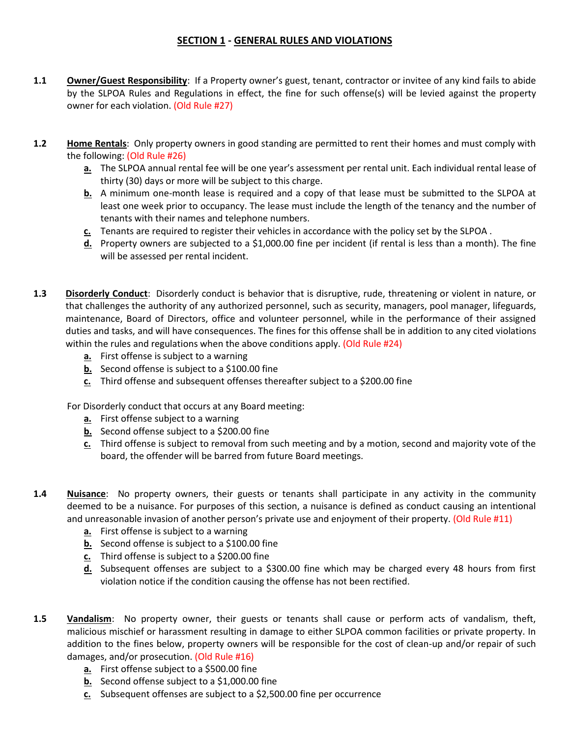## SECTION 1 - GENERAL RULES AND VIOLATIONS

**1.1** **Owner/Guest Responsibility**: If a Property owner's guest, tenant, contractor or invitee of any kind fails to abide by the SLPOA Rules and Regulations in effect, the fine for such offense(s) will be levied against the property owner for each violation. (Old Rule #27)

**1.2** **Home Rentals**: Only property owners in good standing are permitted to rent their homes and must comply with the following: (Old Rule #26)

- **a.** The SLPOA annual rental fee will be one year's assessment per rental unit. Each individual rental lease of thirty (30) days or more will be subject to this charge.
- **b.** A minimum one-month lease is required and a copy of that lease must be submitted to the SLPOA at least one week prior to occupancy. The lease must include the length of the tenancy and the number of tenants with their names and telephone numbers.
- **c.** Tenants are required to register their vehicles in accordance with the policy set by the SLPOA .
- **d.** Property owners are subjected to a $1,000.00 fine per incident (if rental is less than a month). The fine will be assessed per rental incident.

**1.3** **Disorderly Conduct**: Disorderly conduct is behavior that is disruptive, rude, threatening or violent in nature, or that challenges the authority of any authorized personnel, such as security, managers, pool manager, lifeguards, maintenance, Board of Directors, office and volunteer personnel, while in the performance of their assigned duties and tasks, and will have consequences. The fines for this offense shall be in addition to any cited violations within the rules and regulations when the above conditions apply. (Old Rule #24)

- **a.** First offense is subject to a warning
- **b.** Second offense is subject to a $100.00 fine
- **c.** Third offense and subsequent offenses thereafter subject to a $200.00 fine

For Disorderly conduct that occurs at any Board meeting:

- **a.** First offense subject to a warning
- **b.** Second offense subject to a $200.00 fine
- **c.** Third offense is subject to removal from such meeting and by a motion, second and majority vote of the board, the offender will be barred from future Board meetings.

**1.4** **Nuisance**: No property owners, their guests or tenants shall participate in any activity in the community deemed to be a nuisance. For purposes of this section, a nuisance is defined as conduct causing an intentional and unreasonable invasion of another person's private use and enjoyment of their property. (Old Rule #11)

- **a.** First offense is subject to a warning
- **b.** Second offense is subject to a $100.00 fine
- **c.** Third offense is subject to a $200.00 fine
- **d.** Subsequent offenses are subject to a $300.00 fine which may be charged every 48 hours from first violation notice if the condition causing the offense has not been rectified.

**1.5** **Vandalism**: No property owner, their guests or tenants shall cause or perform acts of vandalism, theft, malicious mischief or harassment resulting in damage to either SLPOA common facilities or private property. In addition to the fines below, property owners will be responsible for the cost of clean-up and/or repair of such damages, and/or prosecution. (Old Rule #16)

- **a.** First offense subject to a $500.00 fine
- **b.** Second offense subject to a $1,000.00 fine
- **c.** Subsequent offenses are subject to a $2,500.00 fine per occurrence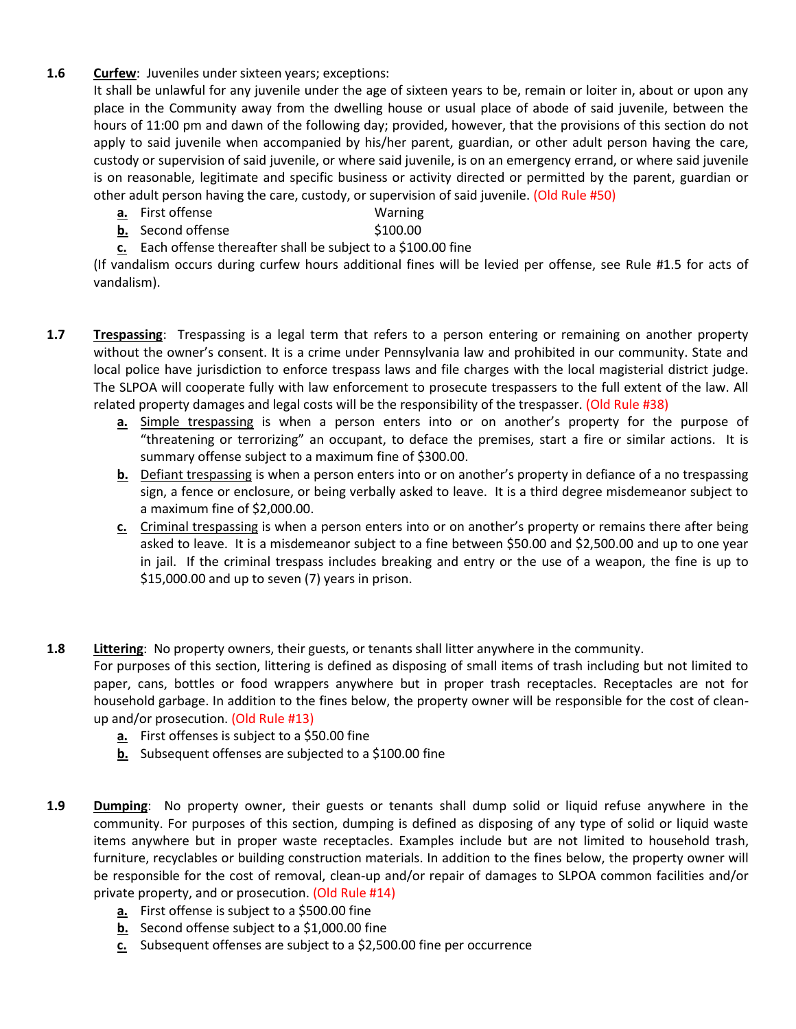**1.6** **Curfew**: Juveniles under sixteen years; exceptions:

It shall be unlawful for any juvenile under the age of sixteen years to be, remain or loiter in, about or upon any place in the Community away from the dwelling house or usual place of abode of said juvenile, between the hours of 11:00 pm and dawn of the following day; provided, however, that the provisions of this section do not apply to said juvenile when accompanied by his/her parent, guardian, or other adult person having the care, custody or supervision of said juvenile, or where said juvenile, is on an emergency errand, or where said juvenile is on reasonable, legitimate and specific business or activity directed or permitted by the parent, guardian or other adult person having the care, custody, or supervision of said juvenile. (Old Rule #50)

- **a.** First offense — Warning
- **b.** Second offense — $100.00
- **c.** Each offense thereafter shall be subject to a $100.00 fine

(If vandalism occurs during curfew hours additional fines will be levied per offense, see Rule #1.5 for acts of vandalism).

**1.7** **Trespassing**: Trespassing is a legal term that refers to a person entering or remaining on another property without the owner's consent. It is a crime under Pennsylvania law and prohibited in our community. State and local police have jurisdiction to enforce trespass laws and file charges with the local magisterial district judge. The SLPOA will cooperate fully with law enforcement to prosecute trespassers to the full extent of the law. All related property damages and legal costs will be the responsibility of the trespasser. (Old Rule #38)

- **a.** Simple trespassing is when a person enters into or on another's property for the purpose of "threatening or terrorizing" an occupant, to deface the premises, start a fire or similar actions. It is summary offense subject to a maximum fine of $300.00.
- **b.** Defiant trespassing is when a person enters into or on another's property in defiance of a no trespassing sign, a fence or enclosure, or being verbally asked to leave. It is a third degree misdemeanor subject to a maximum fine of $2,000.00.
- **c.** Criminal trespassing is when a person enters into or on another's property or remains there after being asked to leave. It is a misdemeanor subject to a fine between $50.00 and $2,500.00 and up to one year in jail. If the criminal trespass includes breaking and entry or the use of a weapon, the fine is up to $15,000.00 and up to seven (7) years in prison.

**1.8** **Littering**: No property owners, their guests, or tenants shall litter anywhere in the community.

For purposes of this section, littering is defined as disposing of small items of trash including but not limited to paper, cans, bottles or food wrappers anywhere but in proper trash receptacles. Receptacles are not for household garbage. In addition to the fines below, the property owner will be responsible for the cost of clean-up and/or prosecution. (Old Rule #13)

- **a.** First offenses is subject to a $50.00 fine
- **b.** Subsequent offenses are subjected to a $100.00 fine

**1.9** **Dumping**: No property owner, their guests or tenants shall dump solid or liquid refuse anywhere in the community. For purposes of this section, dumping is defined as disposing of any type of solid or liquid waste items anywhere but in proper waste receptacles. Examples include but are not limited to household trash, furniture, recyclables or building construction materials. In addition to the fines below, the property owner will be responsible for the cost of removal, clean-up and/or repair of damages to SLPOA common facilities and/or private property, and or prosecution. (Old Rule #14)

- **a.** First offense is subject to a $500.00 fine
- **b.** Second offense subject to a $1,000.00 fine
- **c.** Subsequent offenses are subject to a $2,500.00 fine per occurrence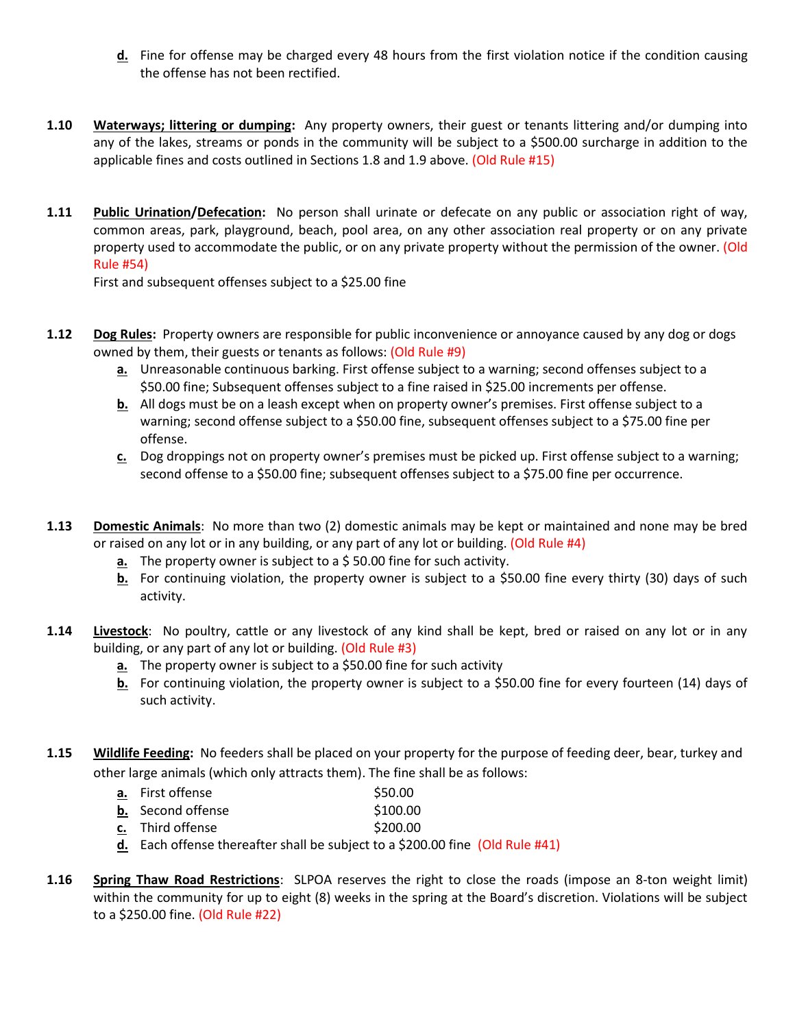**d.** Fine for offense may be charged every 48 hours from the first violation notice if the condition causing the offense has not been rectified.

**1.10** **Waterways; littering or dumping:** Any property owners, their guest or tenants littering and/or dumping into any of the lakes, streams or ponds in the community will be subject to a $500.00 surcharge in addition to the applicable fines and costs outlined in Sections 1.8 and 1.9 above. (Old Rule #15)

**1.11** **Public Urination/Defecation:** No person shall urinate or defecate on any public or association right of way, common areas, park, playground, beach, pool area, on any other association real property or on any private property used to accommodate the public, or on any private property without the permission of the owner. (Old Rule #54)

First and subsequent offenses subject to a $25.00 fine

**1.12** **Dog Rules:** Property owners are responsible for public inconvenience or annoyance caused by any dog or dogs owned by them, their guests or tenants as follows: (Old Rule #9)

- **a.** Unreasonable continuous barking. First offense subject to a warning; second offenses subject to a $50.00 fine; Subsequent offenses subject to a fine raised in $25.00 increments per offense.
- **b.** All dogs must be on a leash except when on property owner's premises. First offense subject to a warning; second offense subject to a $50.00 fine, subsequent offenses subject to a $75.00 fine per offense.
- **c.** Dog droppings not on property owner's premises must be picked up. First offense subject to a warning; second offense to a $50.00 fine; subsequent offenses subject to a $75.00 fine per occurrence.

**1.13** **Domestic Animals**: No more than two (2) domestic animals may be kept or maintained and none may be bred or raised on any lot or in any building, or any part of any lot or building. (Old Rule #4)

- **a.** The property owner is subject to a $ 50.00 fine for such activity.
- **b.** For continuing violation, the property owner is subject to a $50.00 fine every thirty (30) days of such activity.

**1.14** **Livestock**: No poultry, cattle or any livestock of any kind shall be kept, bred or raised on any lot or in any building, or any part of any lot or building. (Old Rule #3)

- **a.** The property owner is subject to a $50.00 fine for such activity
- **b.** For continuing violation, the property owner is subject to a $50.00 fine for every fourteen (14) days of such activity.

**1.15** **Wildlife Feeding:** No feeders shall be placed on your property for the purpose of feeding deer, bear, turkey and other large animals (which only attracts them). The fine shall be as follows:

- **a.** First offense $50.00
- **b.** Second offense $100.00
- **c.** Third offense $200.00
- **d.** Each offense thereafter shall be subject to a $200.00 fine (Old Rule #41)

**1.16** **Spring Thaw Road Restrictions**: SLPOA reserves the right to close the roads (impose an 8-ton weight limit) within the community for up to eight (8) weeks in the spring at the Board's discretion. Violations will be subject to a $250.00 fine. (Old Rule #22)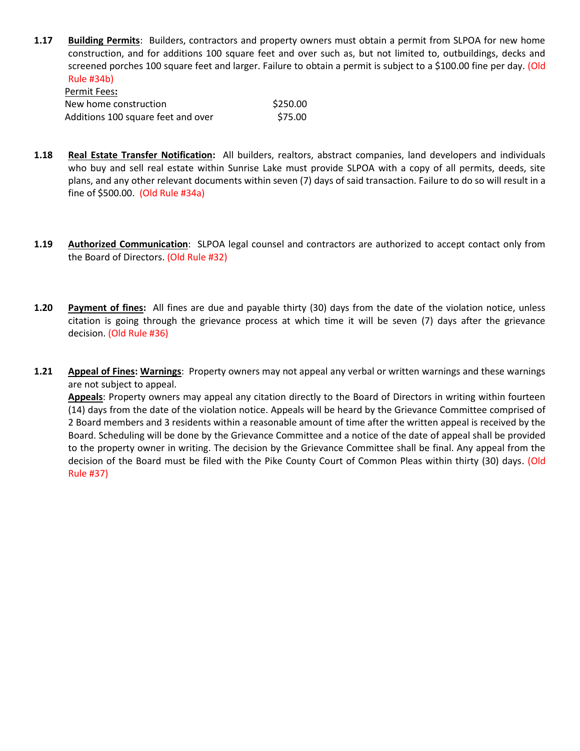**1.17** **<u>Building Permits</u>**: Builders, contractors and property owners must obtain a permit from SLPOA for new home construction, and for additions 100 square feet and over such as, but not limited to, outbuildings, decks and screened porches 100 square feet and larger. Failure to obtain a permit is subject to a $100.00 fine per day. (Old Rule #34b)

<u>Permit Fees</u>**:**

| | |
|---|---|
| New home construction | $250.00 |
| Additions 100 square feet and over | $75.00 |

**1.18** **<u>Real Estate Transfer Notification</u>:** All builders, realtors, abstract companies, land developers and individuals who buy and sell real estate within Sunrise Lake must provide SLPOA with a copy of all permits, deeds, site plans, and any other relevant documents within seven (7) days of said transaction. Failure to do so will result in a fine of $500.00. (Old Rule #34a)

**1.19** **<u>Authorized Communication</u>**: SLPOA legal counsel and contractors are authorized to accept contact only from the Board of Directors. (Old Rule #32)

**1.20** **<u>Payment of fines</u>:** All fines are due and payable thirty (30) days from the date of the violation notice, unless citation is going through the grievance process at which time it will be seven (7) days after the grievance decision. (Old Rule #36)

**1.21** **<u>Appeal of Fines</u>: <u>Warnings</u>**: Property owners may not appeal any verbal or written warnings and these warnings are not subject to appeal.

**<u>Appeals</u>**: Property owners may appeal any citation directly to the Board of Directors in writing within fourteen (14) days from the date of the violation notice. Appeals will be heard by the Grievance Committee comprised of 2 Board members and 3 residents within a reasonable amount of time after the written appeal is received by the Board. Scheduling will be done by the Grievance Committee and a notice of the date of appeal shall be provided to the property owner in writing. The decision by the Grievance Committee shall be final. Any appeal from the decision of the Board must be filed with the Pike County Court of Common Pleas within thirty (30) days. (Old Rule #37)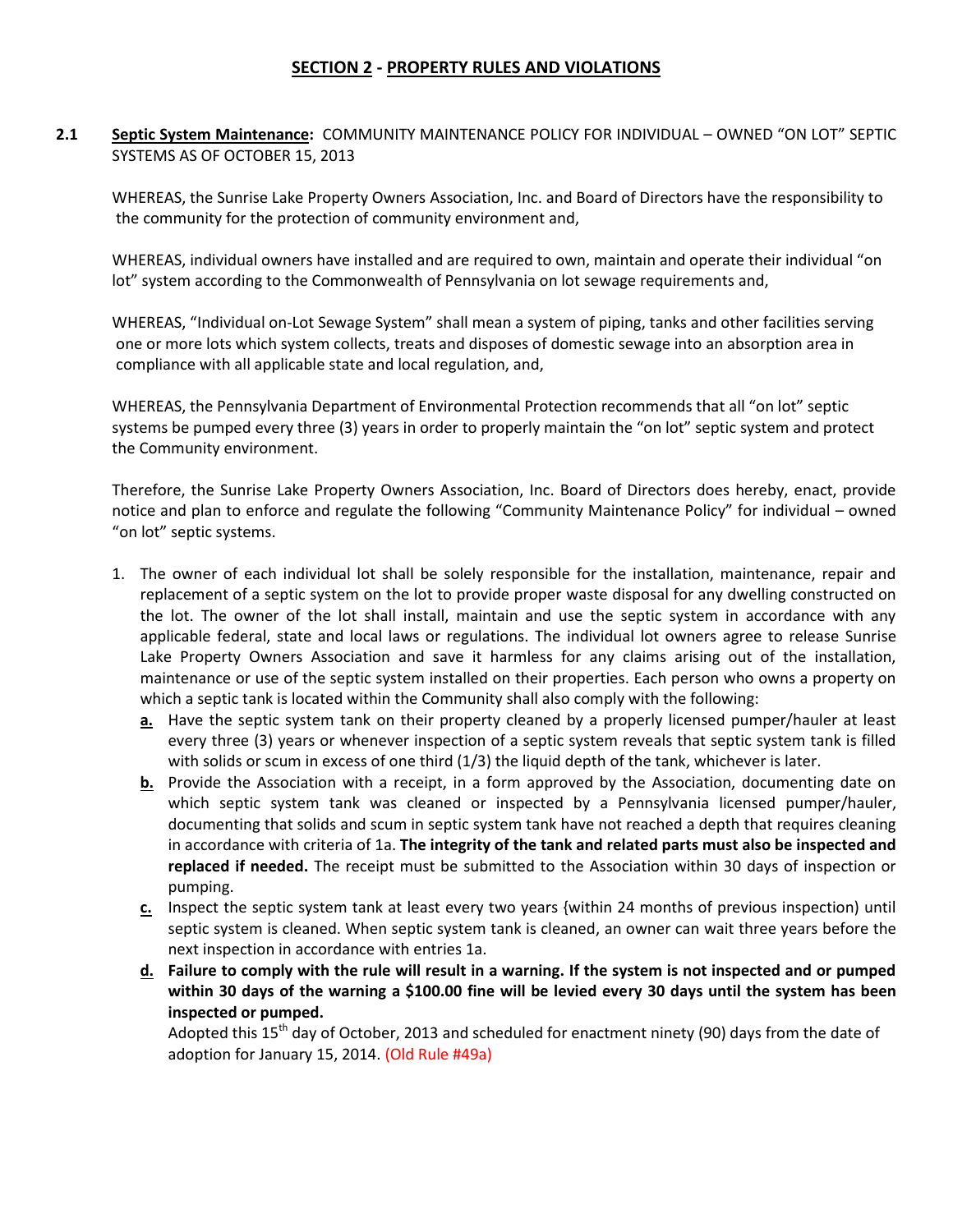## SECTION 2 - PROPERTY RULES AND VIOLATIONS

**2.1 Septic System Maintenance:** COMMUNITY MAINTENANCE POLICY FOR INDIVIDUAL – OWNED "ON LOT" SEPTIC SYSTEMS AS OF OCTOBER 15, 2013

WHEREAS, the Sunrise Lake Property Owners Association, Inc. and Board of Directors have the responsibility to the community for the protection of community environment and,

WHEREAS, individual owners have installed and are required to own, maintain and operate their individual "on lot" system according to the Commonwealth of Pennsylvania on lot sewage requirements and,

WHEREAS, "Individual on-Lot Sewage System" shall mean a system of piping, tanks and other facilities serving one or more lots which system collects, treats and disposes of domestic sewage into an absorption area in compliance with all applicable state and local regulation, and,

WHEREAS, the Pennsylvania Department of Environmental Protection recommends that all "on lot" septic systems be pumped every three (3) years in order to properly maintain the "on lot" septic system and protect the Community environment.

Therefore, the Sunrise Lake Property Owners Association, Inc. Board of Directors does hereby, enact, provide notice and plan to enforce and regulate the following "Community Maintenance Policy" for individual – owned "on lot" septic systems.

1. The owner of each individual lot shall be solely responsible for the installation, maintenance, repair and replacement of a septic system on the lot to provide proper waste disposal for any dwelling constructed on the lot. The owner of the lot shall install, maintain and use the septic system in accordance with any applicable federal, state and local laws or regulations. The individual lot owners agree to release Sunrise Lake Property Owners Association and save it harmless for any claims arising out of the installation, maintenance or use of the septic system installed on their properties. Each person who owns a property on which a septic tank is located within the Community shall also comply with the following:
   - **a.** Have the septic system tank on their property cleaned by a properly licensed pumper/hauler at least every three (3) years or whenever inspection of a septic system reveals that septic system tank is filled with solids or scum in excess of one third (1/3) the liquid depth of the tank, whichever is later.
   - **b.** Provide the Association with a receipt, in a form approved by the Association, documenting date on which septic system tank was cleaned or inspected by a Pennsylvania licensed pumper/hauler, documenting that solids and scum in septic system tank have not reached a depth that requires cleaning in accordance with criteria of 1a. **The integrity of the tank and related parts must also be inspected and replaced if needed.** The receipt must be submitted to the Association within 30 days of inspection or pumping.
   - **c.** Inspect the septic system tank at least every two years {within 24 months of previous inspection) until septic system is cleaned. When septic system tank is cleaned, an owner can wait three years before the next inspection in accordance with entries 1a.
   - **d. Failure to comply with the rule will result in a warning. If the system is not inspected and or pumped within 30 days of the warning a $100.00 fine will be levied every 30 days until the system has been inspected or pumped.**

     Adopted this 15th day of October, 2013 and scheduled for enactment ninety (90) days from the date of adoption for January 15, 2014. (Old Rule #49a)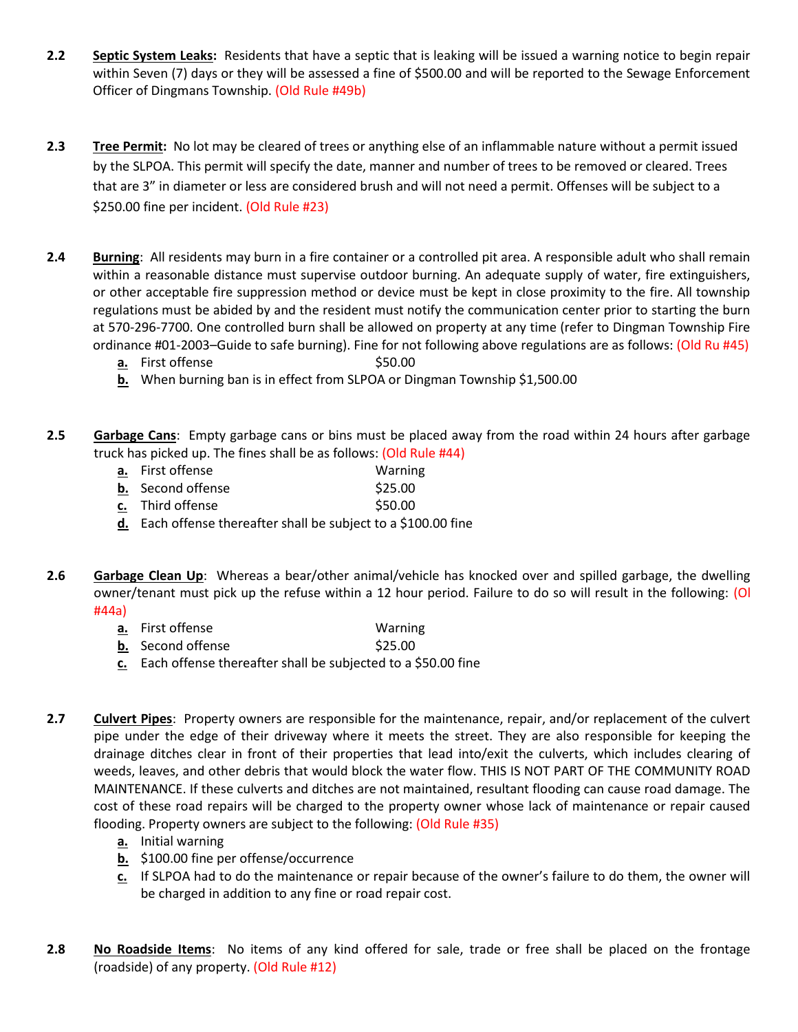**2.2** **Septic System Leaks:** Residents that have a septic that is leaking will be issued a warning notice to begin repair within Seven (7) days or they will be assessed a fine of $500.00 and will be reported to the Sewage Enforcement Officer of Dingmans Township. (Old Rule #49b)

**2.3** **Tree Permit:** No lot may be cleared of trees or anything else of an inflammable nature without a permit issued by the SLPOA. This permit will specify the date, manner and number of trees to be removed or cleared. Trees that are 3" in diameter or less are considered brush and will not need a permit. Offenses will be subject to a $250.00 fine per incident. (Old Rule #23)

**2.4** **Burning**: All residents may burn in a fire container or a controlled pit area. A responsible adult who shall remain within a reasonable distance must supervise outdoor burning. An adequate supply of water, fire extinguishers, or other acceptable fire suppression method or device must be kept in close proximity to the fire. All township regulations must be abided by and the resident must notify the communication center prior to starting the burn at 570-296-7700. One controlled burn shall be allowed on property at any time (refer to Dingman Township Fire ordinance #01-2003–Guide to safe burning). Fine for not following above regulations are as follows: (Old Ru #45)

- **a.** First offense $50.00
- **b.** When burning ban is in effect from SLPOA or Dingman Township $1,500.00

**2.5** **Garbage Cans**: Empty garbage cans or bins must be placed away from the road within 24 hours after garbage truck has picked up. The fines shall be as follows: (Old Rule #44)

- **a.** First offense Warning
- **b.** Second offense $25.00
- **c.** Third offense $50.00
- **d.** Each offense thereafter shall be subject to a $100.00 fine

**2.6** **Garbage Clean Up**: Whereas a bear/other animal/vehicle has knocked over and spilled garbage, the dwelling owner/tenant must pick up the refuse within a 12 hour period. Failure to do so will result in the following: (Ol #44a)

- **a.** First offense Warning
- **b.** Second offense $25.00
- **c.** Each offense thereafter shall be subjected to a $50.00 fine

**2.7** **Culvert Pipes**: Property owners are responsible for the maintenance, repair, and/or replacement of the culvert pipe under the edge of their driveway where it meets the street. They are also responsible for keeping the drainage ditches clear in front of their properties that lead into/exit the culverts, which includes clearing of weeds, leaves, and other debris that would block the water flow. THIS IS NOT PART OF THE COMMUNITY ROAD MAINTENANCE. If these culverts and ditches are not maintained, resultant flooding can cause road damage. The cost of these road repairs will be charged to the property owner whose lack of maintenance or repair caused flooding. Property owners are subject to the following: (Old Rule #35)

- **a.** Initial warning
- **b.** $100.00 fine per offense/occurrence
- **c.** If SLPOA had to do the maintenance or repair because of the owner's failure to do them, the owner will be charged in addition to any fine or road repair cost.

**2.8** **No Roadside Items**: No items of any kind offered for sale, trade or free shall be placed on the frontage (roadside) of any property. (Old Rule #12)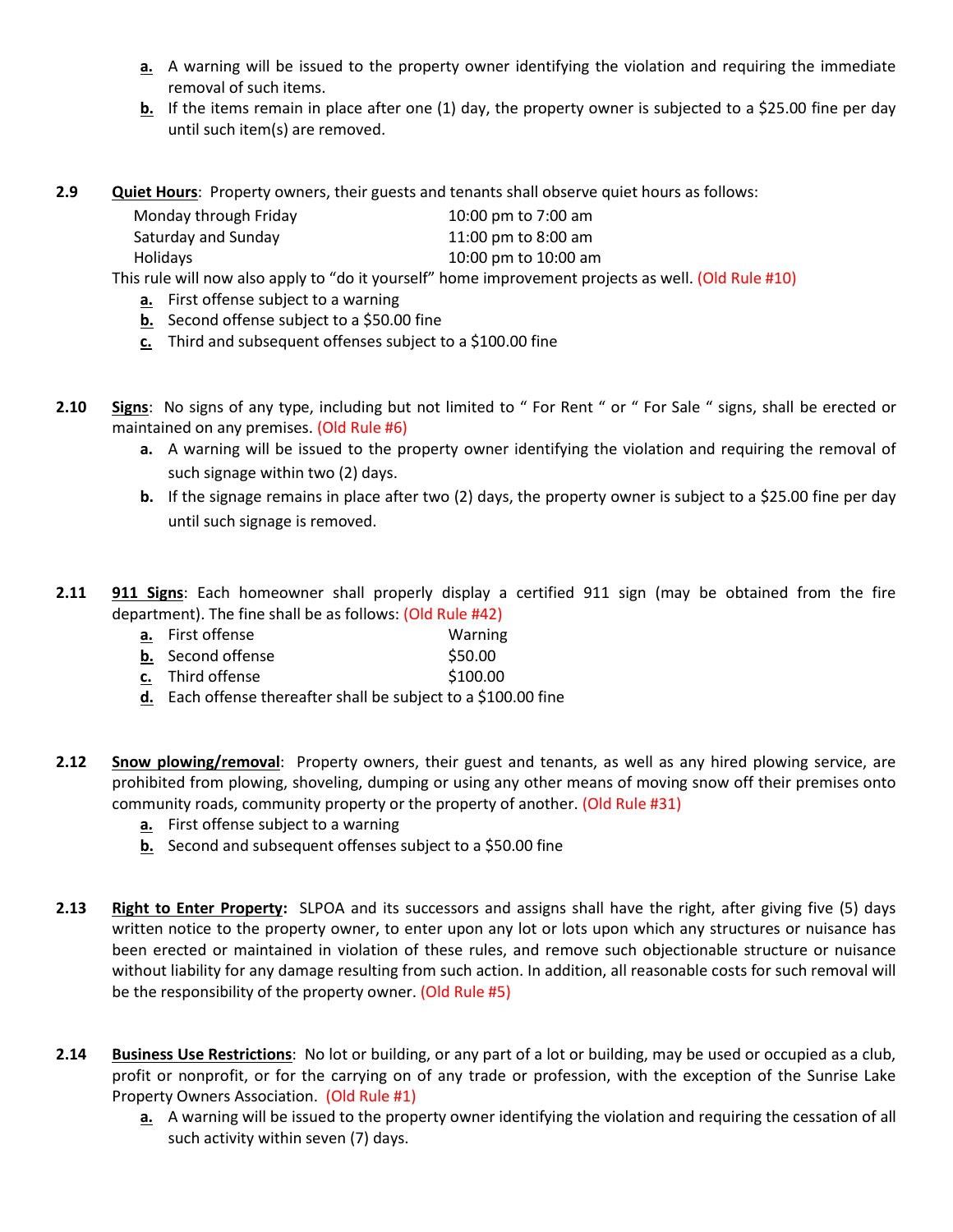a. A warning will be issued to the property owner identifying the violation and requiring the immediate removal of such items.
b. If the items remain in place after one (1) day, the property owner is subjected to a $25.00 fine per day until such item(s) are removed.

**2.9** **Quiet Hours**: Property owners, their guests and tenants shall observe quiet hours as follows:

| | |
|---|---|
| Monday through Friday | 10:00 pm to 7:00 am |
| Saturday and Sunday | 11:00 pm to 8:00 am |
| Holidays | 10:00 pm to 10:00 am |

This rule will now also apply to "do it yourself" home improvement projects as well. (Old Rule #10)

a. First offense subject to a warning
b. Second offense subject to a $50.00 fine
c. Third and subsequent offenses subject to a $100.00 fine

**2.10** **Signs**: No signs of any type, including but not limited to " For Rent " or " For Sale " signs, shall be erected or maintained on any premises. (Old Rule #6)

a. A warning will be issued to the property owner identifying the violation and requiring the removal of such signage within two (2) days.
b. If the signage remains in place after two (2) days, the property owner is subject to a $25.00 fine per day until such signage is removed.

**2.11** **911 Signs**: Each homeowner shall properly display a certified 911 sign (may be obtained from the fire department). The fine shall be as follows: (Old Rule #42)

a. First offense — Warning
b. Second offense — $50.00
c. Third offense — $100.00
d. Each offense thereafter shall be subject to a $100.00 fine

**2.12** **Snow plowing/removal**: Property owners, their guest and tenants, as well as any hired plowing service, are prohibited from plowing, shoveling, dumping or using any other means of moving snow off their premises onto community roads, community property or the property of another. (Old Rule #31)

a. First offense subject to a warning
b. Second and subsequent offenses subject to a $50.00 fine

**2.13** **Right to Enter Property:** SLPOA and its successors and assigns shall have the right, after giving five (5) days written notice to the property owner, to enter upon any lot or lots upon which any structures or nuisance has been erected or maintained in violation of these rules, and remove such objectionable structure or nuisance without liability for any damage resulting from such action. In addition, all reasonable costs for such removal will be the responsibility of the property owner. (Old Rule #5)

**2.14** **Business Use Restrictions**: No lot or building, or any part of a lot or building, may be used or occupied as a club, profit or nonprofit, or for the carrying on of any trade or profession, with the exception of the Sunrise Lake Property Owners Association. (Old Rule #1)

a. A warning will be issued to the property owner identifying the violation and requiring the cessation of all such activity within seven (7) days.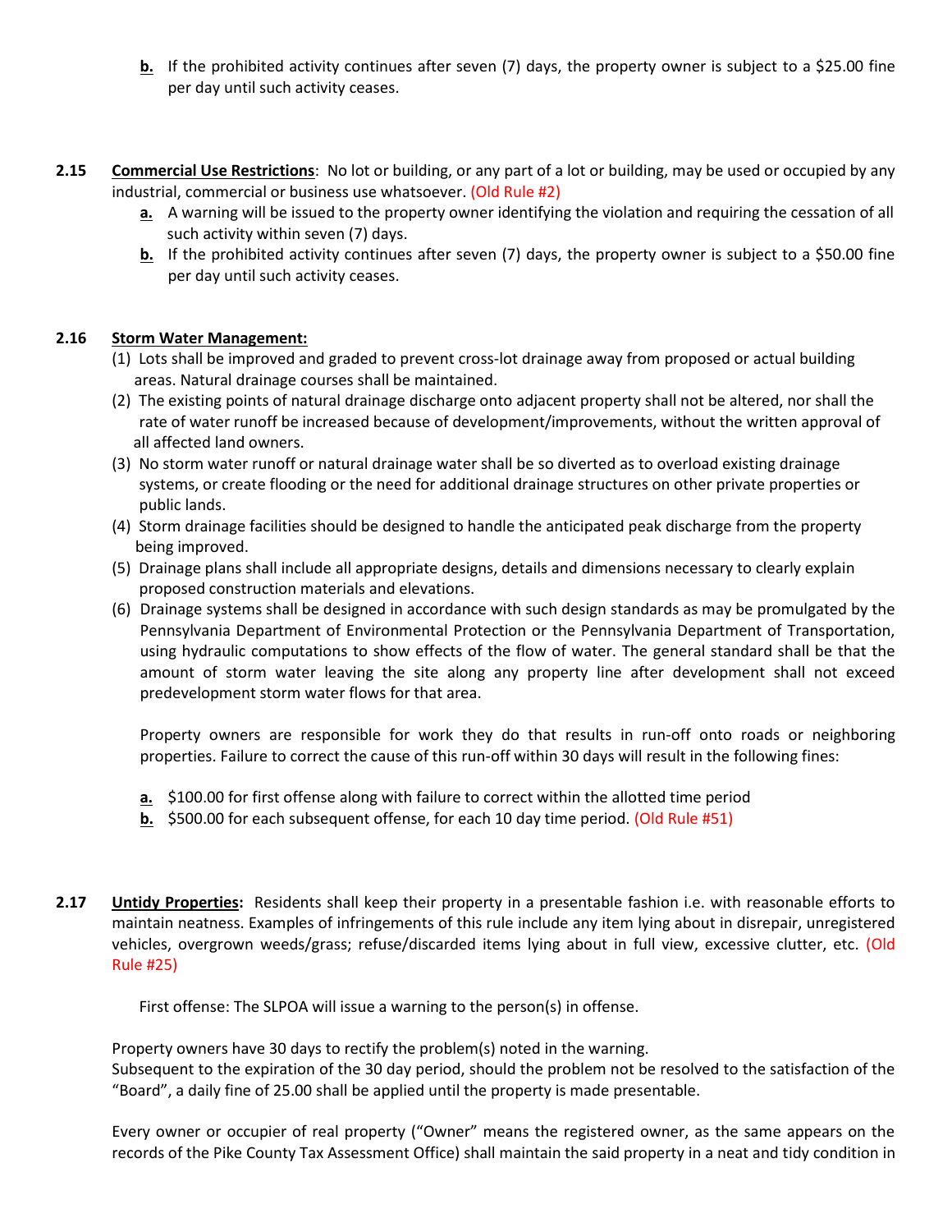**b.** If the prohibited activity continues after seven (7) days, the property owner is subject to a $25.00 fine per day until such activity ceases.

**2.15 Commercial Use Restrictions**: No lot or building, or any part of a lot or building, may be used or occupied by any industrial, commercial or business use whatsoever. (Old Rule #2)

**a.** A warning will be issued to the property owner identifying the violation and requiring the cessation of all such activity within seven (7) days.

**b.** If the prohibited activity continues after seven (7) days, the property owner is subject to a $50.00 fine per day until such activity ceases.

**2.16 Storm Water Management:**

(1) Lots shall be improved and graded to prevent cross-lot drainage away from proposed or actual building areas. Natural drainage courses shall be maintained.

(2) The existing points of natural drainage discharge onto adjacent property shall not be altered, nor shall the rate of water runoff be increased because of development/improvements, without the written approval of all affected land owners.

(3) No storm water runoff or natural drainage water shall be so diverted as to overload existing drainage systems, or create flooding or the need for additional drainage structures on other private properties or public lands.

(4) Storm drainage facilities should be designed to handle the anticipated peak discharge from the property being improved.

(5) Drainage plans shall include all appropriate designs, details and dimensions necessary to clearly explain proposed construction materials and elevations.

(6) Drainage systems shall be designed in accordance with such design standards as may be promulgated by the Pennsylvania Department of Environmental Protection or the Pennsylvania Department of Transportation, using hydraulic computations to show effects of the flow of water. The general standard shall be that the amount of storm water leaving the site along any property line after development shall not exceed predevelopment storm water flows for that area.

Property owners are responsible for work they do that results in run-off onto roads or neighboring properties. Failure to correct the cause of this run-off within 30 days will result in the following fines:

**a.** $100.00 for first offense along with failure to correct within the allotted time period

**b.** $500.00 for each subsequent offense, for each 10 day time period. (Old Rule #51)

**2.17 Untidy Properties:** Residents shall keep their property in a presentable fashion i.e. with reasonable efforts to maintain neatness. Examples of infringements of this rule include any item lying about in disrepair, unregistered vehicles, overgrown weeds/grass; refuse/discarded items lying about in full view, excessive clutter, etc. (Old Rule #25)

First offense: The SLPOA will issue a warning to the person(s) in offense.

Property owners have 30 days to rectify the problem(s) noted in the warning.
Subsequent to the expiration of the 30 day period, should the problem not be resolved to the satisfaction of the "Board", a daily fine of 25.00 shall be applied until the property is made presentable.

Every owner or occupier of real property ("Owner" means the registered owner, as the same appears on the records of the Pike County Tax Assessment Office) shall maintain the said property in a neat and tidy condition in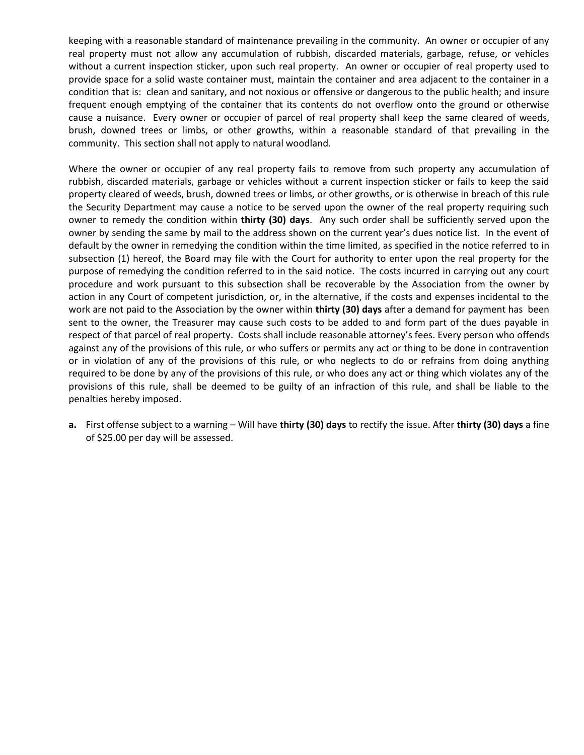keeping with a reasonable standard of maintenance prevailing in the community. An owner or occupier of any real property must not allow any accumulation of rubbish, discarded materials, garbage, refuse, or vehicles without a current inspection sticker, upon such real property. An owner or occupier of real property used to provide space for a solid waste container must, maintain the container and area adjacent to the container in a condition that is: clean and sanitary, and not noxious or offensive or dangerous to the public health; and insure frequent enough emptying of the container that its contents do not overflow onto the ground or otherwise cause a nuisance. Every owner or occupier of parcel of real property shall keep the same cleared of weeds, brush, downed trees or limbs, or other growths, within a reasonable standard of that prevailing in the community. This section shall not apply to natural woodland.

Where the owner or occupier of any real property fails to remove from such property any accumulation of rubbish, discarded materials, garbage or vehicles without a current inspection sticker or fails to keep the said property cleared of weeds, brush, downed trees or limbs, or other growths, or is otherwise in breach of this rule the Security Department may cause a notice to be served upon the owner of the real property requiring such owner to remedy the condition within **thirty (30) days**. Any such order shall be sufficiently served upon the owner by sending the same by mail to the address shown on the current year's dues notice list. In the event of default by the owner in remedying the condition within the time limited, as specified in the notice referred to in subsection (1) hereof, the Board may file with the Court for authority to enter upon the real property for the purpose of remedying the condition referred to in the said notice. The costs incurred in carrying out any court procedure and work pursuant to this subsection shall be recoverable by the Association from the owner by action in any Court of competent jurisdiction, or, in the alternative, if the costs and expenses incidental to the work are not paid to the Association by the owner within **thirty (30) days** after a demand for payment has been sent to the owner, the Treasurer may cause such costs to be added to and form part of the dues payable in respect of that parcel of real property. Costs shall include reasonable attorney's fees. Every person who offends against any of the provisions of this rule, or who suffers or permits any act or thing to be done in contravention or in violation of any of the provisions of this rule, or who neglects to do or refrains from doing anything required to be done by any of the provisions of this rule, or who does any act or thing which violates any of the provisions of this rule, shall be deemed to be guilty of an infraction of this rule, and shall be liable to the penalties hereby imposed.

**a.** First offense subject to a warning – Will have **thirty (30) days** to rectify the issue. After **thirty (30) days** a fine of $25.00 per day will be assessed.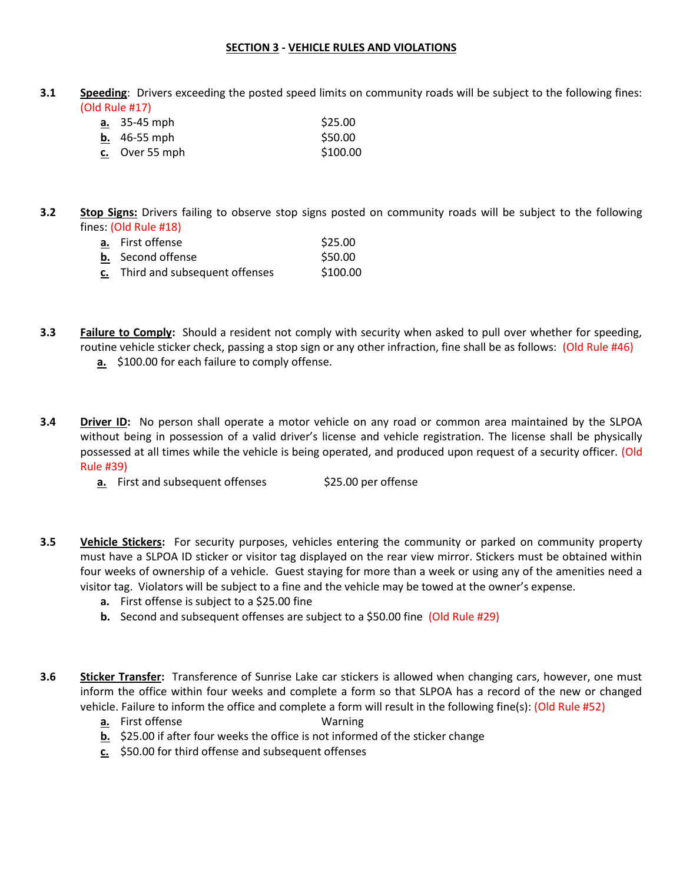## SECTION 3 - VEHICLE RULES AND VIOLATIONS

**3.1** **Speeding**: Drivers exceeding the posted speed limits on community roads will be subject to the following fines: (Old Rule #17)

- **a.** 35-45 mph $25.00
- **b.** 46-55 mph $50.00
- **c.** Over 55 mph $100.00

**3.2** **Stop Signs:** Drivers failing to observe stop signs posted on community roads will be subject to the following fines: (Old Rule #18)

- **a.** First offense $25.00
- **b.** Second offense $50.00
- **c.** Third and subsequent offenses $100.00

**3.3** **Failure to Comply:** Should a resident not comply with security when asked to pull over whether for speeding, routine vehicle sticker check, passing a stop sign or any other infraction, fine shall be as follows: (Old Rule #46)

- **a.** $100.00 for each failure to comply offense.

**3.4** **Driver ID:** No person shall operate a motor vehicle on any road or common area maintained by the SLPOA without being in possession of a valid driver's license and vehicle registration. The license shall be physically possessed at all times while the vehicle is being operated, and produced upon request of a security officer. (Old Rule #39)

- **a.** First and subsequent offenses $25.00 per offense

**3.5** **Vehicle Stickers:** For security purposes, vehicles entering the community or parked on community property must have a SLPOA ID sticker or visitor tag displayed on the rear view mirror. Stickers must be obtained within four weeks of ownership of a vehicle. Guest staying for more than a week or using any of the amenities need a visitor tag. Violators will be subject to a fine and the vehicle may be towed at the owner's expense.

- **a.** First offense is subject to a $25.00 fine
- **b.** Second and subsequent offenses are subject to a $50.00 fine (Old Rule #29)

**3.6** **Sticker Transfer:** Transference of Sunrise Lake car stickers is allowed when changing cars, however, one must inform the office within four weeks and complete a form so that SLPOA has a record of the new or changed vehicle. Failure to inform the office and complete a form will result in the following fine(s): (Old Rule #52)

- **a.** First offense Warning
- **b.** $25.00 if after four weeks the office is not informed of the sticker change
- **c.** $50.00 for third offense and subsequent offenses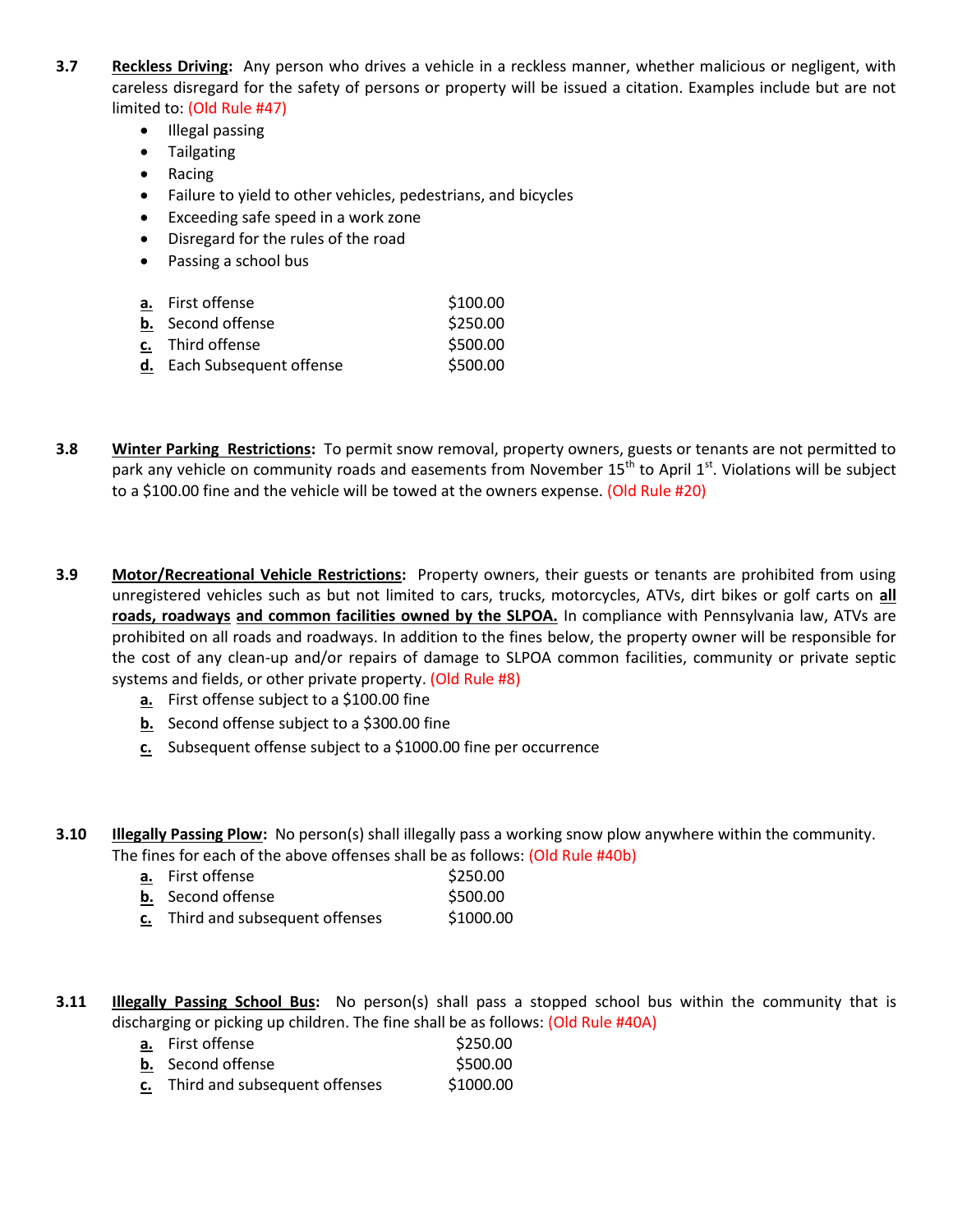**3.7** **Reckless Driving:** Any person who drives a vehicle in a reckless manner, whether malicious or negligent, with careless disregard for the safety of persons or property will be issued a citation. Examples include but are not limited to: (Old Rule #47)

- Illegal passing
- Tailgating
- Racing
- Failure to yield to other vehicles, pedestrians, and bicycles
- Exceeding safe speed in a work zone
- Disregard for the rules of the road
- Passing a school bus

| | | |
|---|---|---|
| **a.** | First offense | $100.00 |
| **b.** | Second offense | $250.00 |
| **c.** | Third offense | $500.00 |
| **d.** | Each Subsequent offense | $500.00 |

**3.8** **Winter Parking Restrictions:** To permit snow removal, property owners, guests or tenants are not permitted to park any vehicle on community roads and easements from November 15th to April 1st. Violations will be subject to a $100.00 fine and the vehicle will be towed at the owners expense. (Old Rule #20)

**3.9** **Motor/Recreational Vehicle Restrictions:** Property owners, their guests or tenants are prohibited from using unregistered vehicles such as but not limited to cars, trucks, motorcycles, ATVs, dirt bikes or golf carts on **all roads, roadways and common facilities owned by the SLPOA.** In compliance with Pennsylvania law, ATVs are prohibited on all roads and roadways. In addition to the fines below, the property owner will be responsible for the cost of any clean-up and/or repairs of damage to SLPOA common facilities, community or private septic systems and fields, or other private property. (Old Rule #8)

**a.** First offense subject to a $100.00 fine

**b.** Second offense subject to a $300.00 fine

**c.** Subsequent offense subject to a $1000.00 fine per occurrence

**3.10** **Illegally Passing Plow:** No person(s) shall illegally pass a working snow plow anywhere within the community. The fines for each of the above offenses shall be as follows: (Old Rule #40b)

| | | |
|---|---|---|
| **a.** | First offense | $250.00 |
| **b.** | Second offense | $500.00 |
| **c.** | Third and subsequent offenses | $1000.00 |

**3.11** **Illegally Passing School Bus:** No person(s) shall pass a stopped school bus within the community that is discharging or picking up children. The fine shall be as follows: (Old Rule #40A)

| | | |
|---|---|---|
| **a.** | First offense | $250.00 |
| **b.** | Second offense | $500.00 |
| **c.** | Third and subsequent offenses | $1000.00 |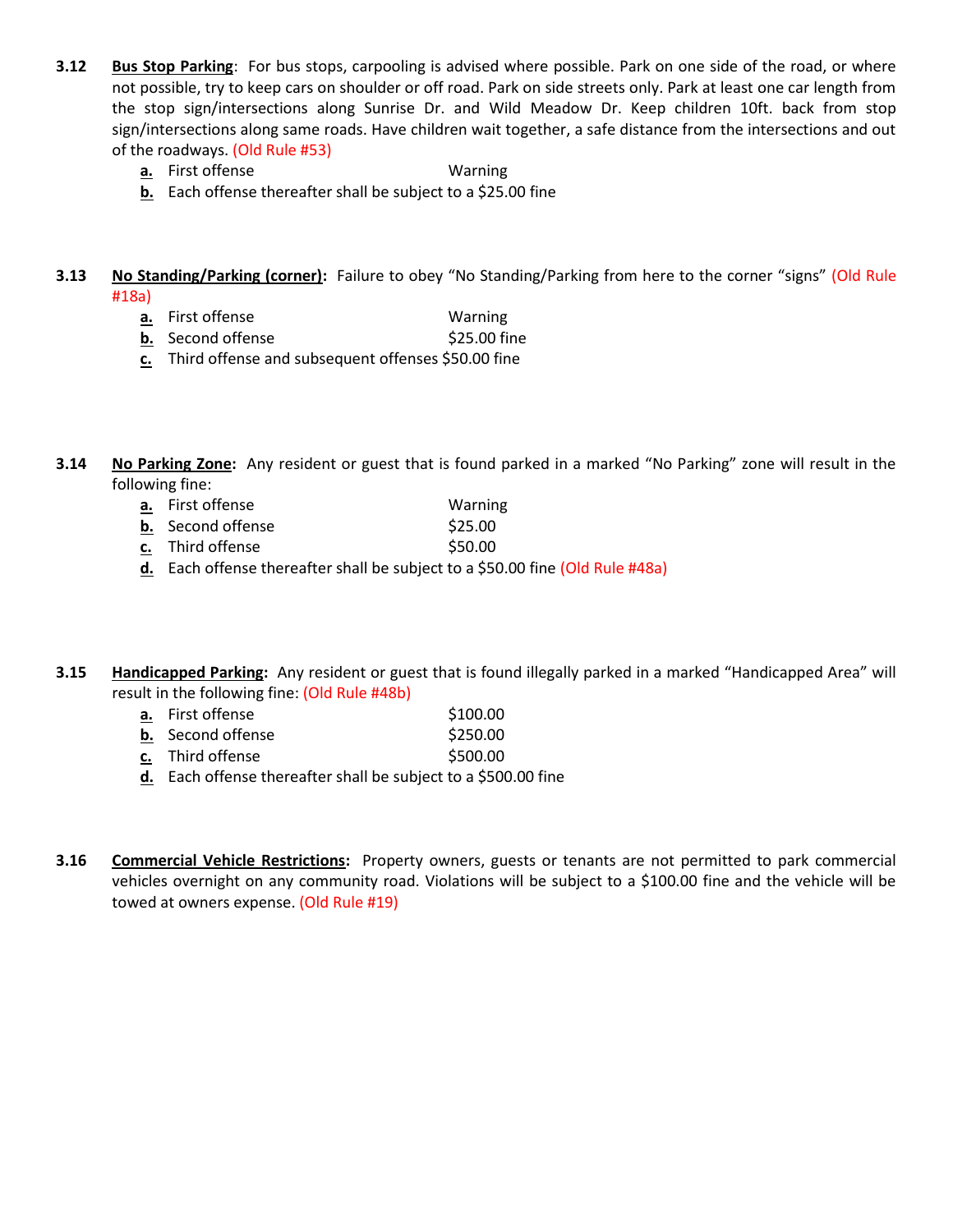**3.12** **Bus Stop Parking**: For bus stops, carpooling is advised where possible. Park on one side of the road, or where not possible, try to keep cars on shoulder or off road. Park on side streets only. Park at least one car length from the stop sign/intersections along Sunrise Dr. and Wild Meadow Dr. Keep children 10ft. back from stop sign/intersections along same roads. Have children wait together, a safe distance from the intersections and out of the roadways. (Old Rule #53)

- **a.** First offense — Warning
- **b.** Each offense thereafter shall be subject to a $25.00 fine

**3.13** **No Standing/Parking (corner):** Failure to obey "No Standing/Parking from here to the corner "signs" (Old Rule #18a)

- **a.** First offense — Warning
- **b.** Second offense — $25.00 fine
- **c.** Third offense and subsequent offenses $50.00 fine

**3.14** **No Parking Zone:** Any resident or guest that is found parked in a marked "No Parking" zone will result in the following fine:

- **a.** First offense — Warning
- **b.** Second offense — $25.00
- **c.** Third offense — $50.00
- **d.** Each offense thereafter shall be subject to a $50.00 fine (Old Rule #48a)

**3.15** **Handicapped Parking:** Any resident or guest that is found illegally parked in a marked "Handicapped Area" will result in the following fine: (Old Rule #48b)

- **a.** First offense — $100.00
- **b.** Second offense — $250.00
- **c.** Third offense — $500.00
- **d.** Each offense thereafter shall be subject to a $500.00 fine

**3.16** **Commercial Vehicle Restrictions:** Property owners, guests or tenants are not permitted to park commercial vehicles overnight on any community road. Violations will be subject to a $100.00 fine and the vehicle will be towed at owners expense. (Old Rule #19)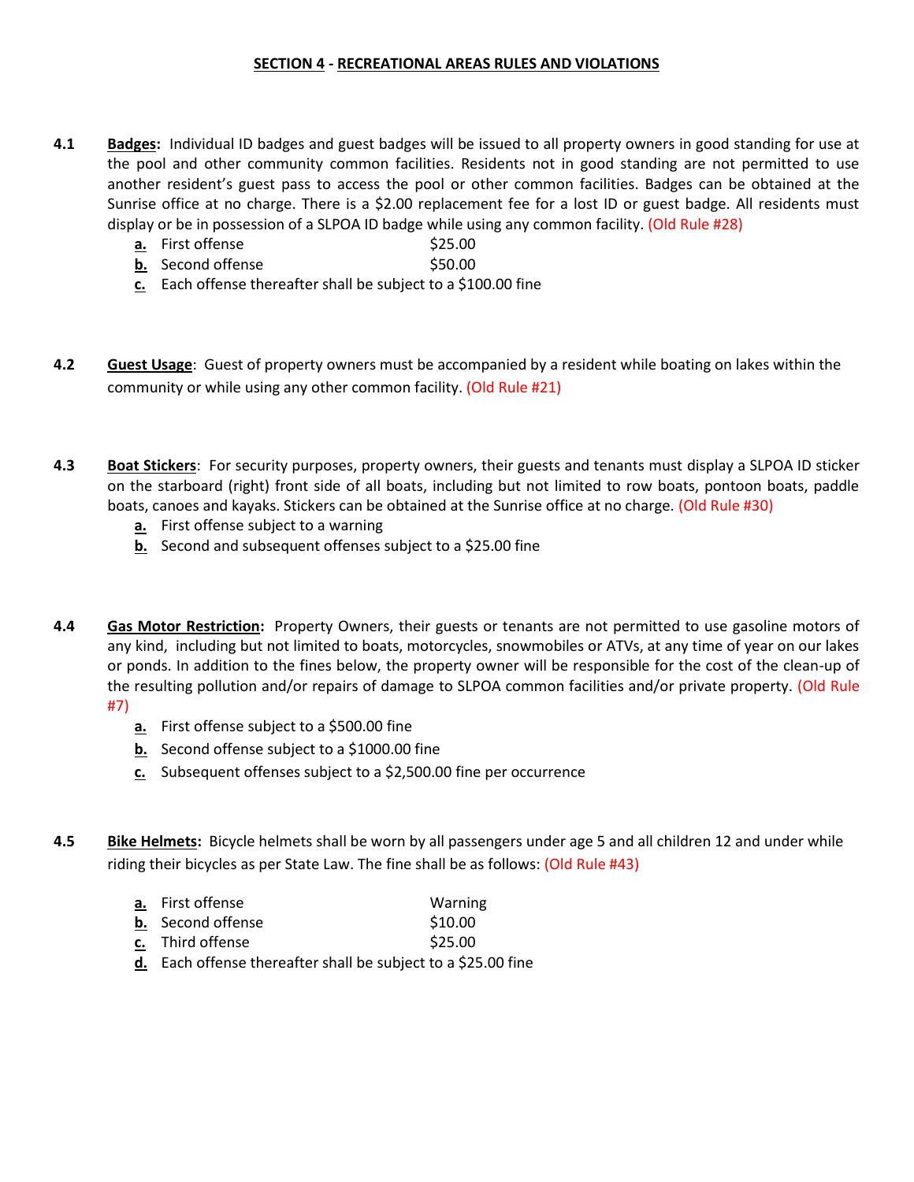## SECTION 4 - RECREATIONAL AREAS RULES AND VIOLATIONS

**4.1 Badges:** Individual ID badges and guest badges will be issued to all property owners in good standing for use at the pool and other community common facilities. Residents not in good standing are not permitted to use another resident's guest pass to access the pool or other common facilities. Badges can be obtained at the Sunrise office at no charge. There is a $2.00 replacement fee for a lost ID or guest badge. All residents must display or be in possession of a SLPOA ID badge while using any common facility. (Old Rule #28)

- **a.** First offense $25.00
- **b.** Second offense $50.00
- **c.** Each offense thereafter shall be subject to a $100.00 fine

**4.2 Guest Usage**: Guest of property owners must be accompanied by a resident while boating on lakes within the community or while using any other common facility. (Old Rule #21)

**4.3 Boat Stickers**: For security purposes, property owners, their guests and tenants must display a SLPOA ID sticker on the starboard (right) front side of all boats, including but not limited to row boats, pontoon boats, paddle boats, canoes and kayaks. Stickers can be obtained at the Sunrise office at no charge. (Old Rule #30)

- **a.** First offense subject to a warning
- **b.** Second and subsequent offenses subject to a $25.00 fine

**4.4 Gas Motor Restriction:** Property Owners, their guests or tenants are not permitted to use gasoline motors of any kind, including but not limited to boats, motorcycles, snowmobiles or ATVs, at any time of year on our lakes or ponds. In addition to the fines below, the property owner will be responsible for the cost of the clean-up of the resulting pollution and/or repairs of damage to SLPOA common facilities and/or private property. (Old Rule #7)

- **a.** First offense subject to a $500.00 fine
- **b.** Second offense subject to a $1000.00 fine
- **c.** Subsequent offenses subject to a $2,500.00 fine per occurrence

**4.5 Bike Helmets:** Bicycle helmets shall be worn by all passengers under age 5 and all children 12 and under while riding their bicycles as per State Law. The fine shall be as follows: (Old Rule #43)

- **a.** First offense Warning
- **b.** Second offense $10.00
- **c.** Third offense $25.00
- **d.** Each offense thereafter shall be subject to a $25.00 fine